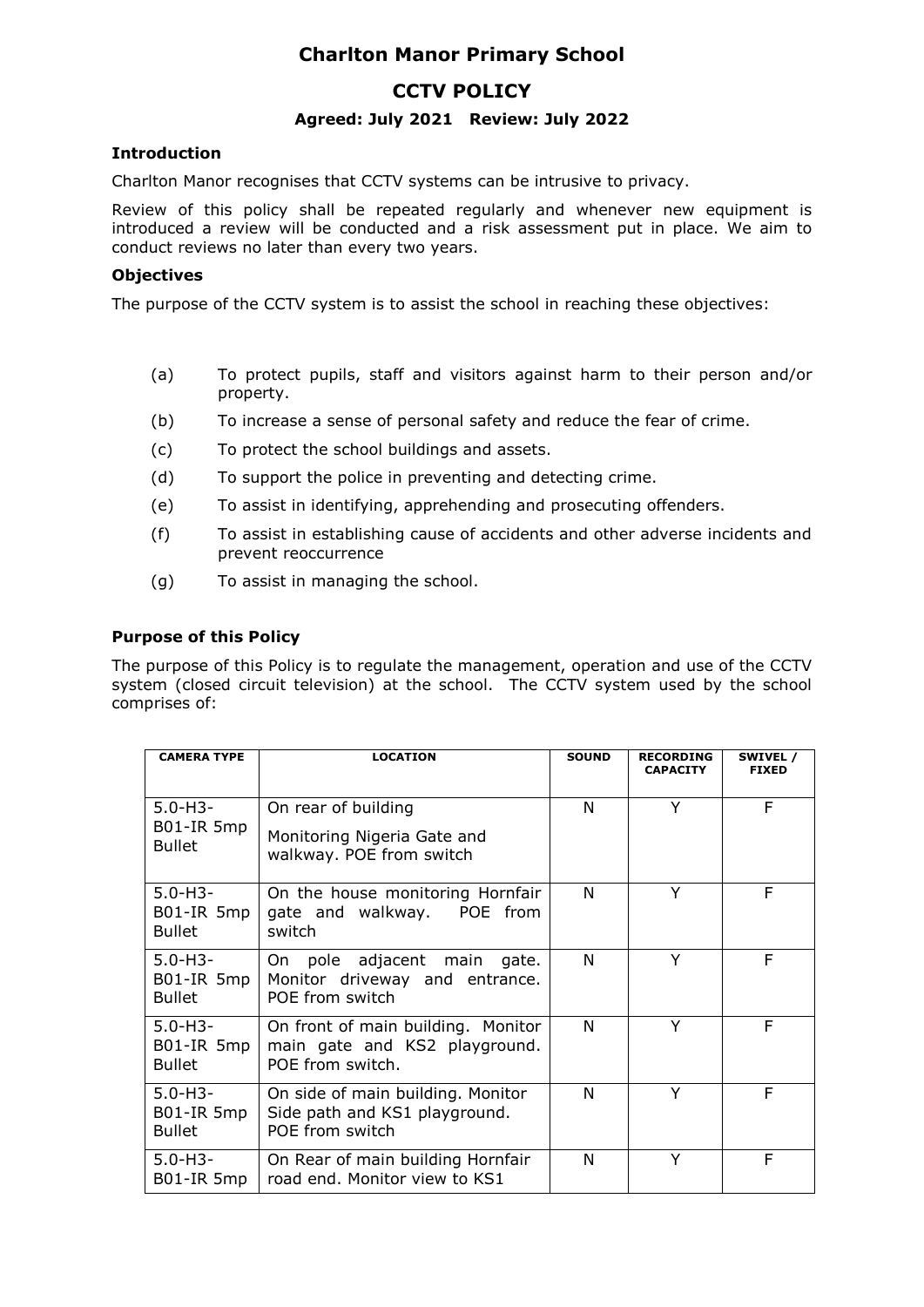# Charlton Manor Primary School

## CCTV POLICY

### Agreed: July 2021 Review: July 2022

**Introduction**

Charlton Manor recognises that CCTV systems can be intrusive to privacy.

Review of this policy shall be repeated regularly and whenever new equipment is introduced a review will be conducted and a risk assessment put in place. We aim to conduct reviews no later than every two years.

**Objectives**

The purpose of the CCTV system is to assist the school in reaching these objectives:

(a) To protect pupils, staff and visitors against harm to their person and/or property.

(b) To increase a sense of personal safety and reduce the fear of crime.

(c) To protect the school buildings and assets.

(d) To support the police in preventing and detecting crime.

(e) To assist in identifying, apprehending and prosecuting offenders.

(f) To assist in establishing cause of accidents and other adverse incidents and prevent reoccurrence

(g) To assist in managing the school.

**Purpose of this Policy**

The purpose of this Policy is to regulate the management, operation and use of the CCTV system (closed circuit television) at the school. The CCTV system used by the school comprises of:

| CAMERA TYPE | LOCATION | SOUND | RECORDING CAPACITY | SWIVEL / FIXED |
|---|---|---|---|---|
| 5.0-H3-B01-IR 5mp Bullet | On rear of building<br>Monitoring Nigeria Gate and walkway. POE from switch | N | Y | F |
| 5.0-H3-B01-IR 5mp Bullet | On the house monitoring Hornfair gate and walkway. POE from switch | N | Y | F |
| 5.0-H3-B01-IR 5mp Bullet | On pole adjacent main gate. Monitor driveway and entrance. POE from switch | N | Y | F |
| 5.0-H3-B01-IR 5mp Bullet | On front of main building. Monitor main gate and KS2 playground. POE from switch. | N | Y | F |
| 5.0-H3-B01-IR 5mp Bullet | On side of main building. Monitor Side path and KS1 playground. POE from switch | N | Y | F |
| 5.0-H3-B01-IR 5mp | On Rear of main building Hornfair road end. Monitor view to KS1 | N | Y | F |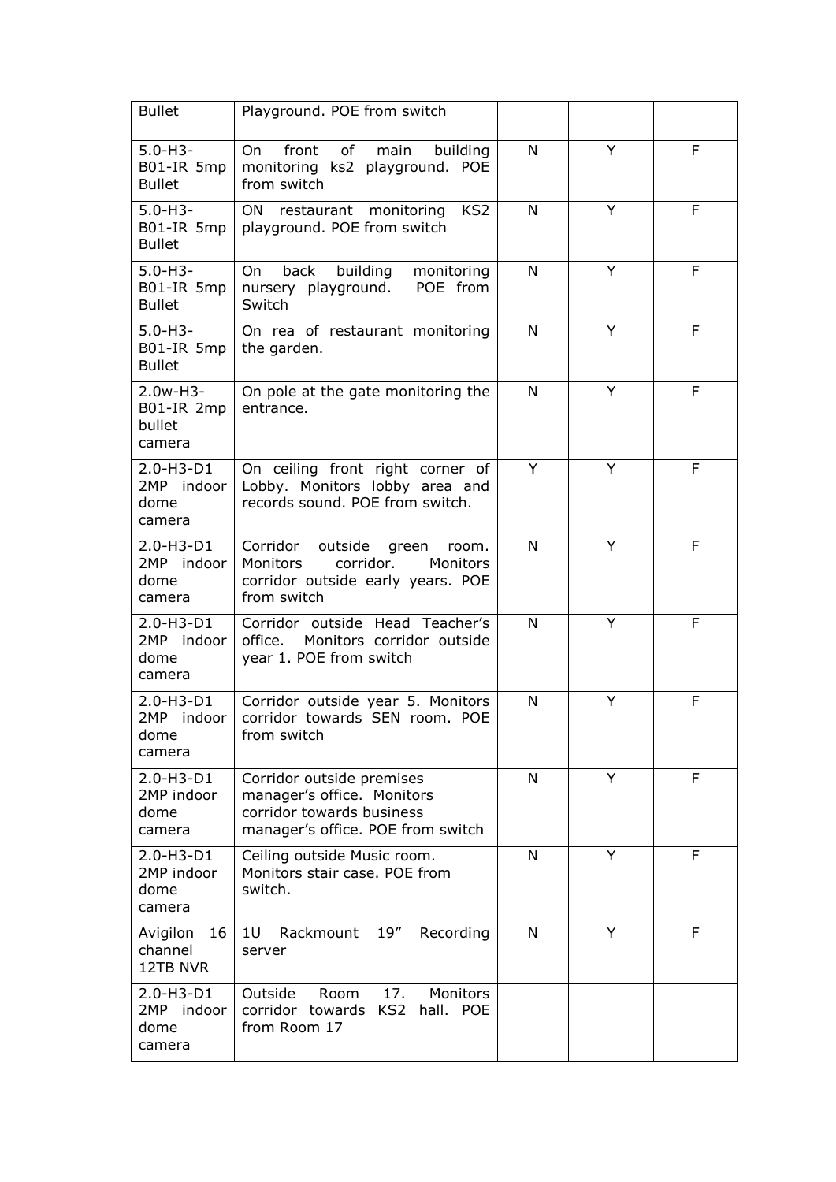| | | | | |
|---|---|---|---|---|
| Bullet | Playground. POE from switch | | | |
| 5.0-H3-B01-IR 5mp Bullet | On front of main building monitoring ks2 playground. POE from switch | N | Y | F |
| 5.0-H3-B01-IR 5mp Bullet | ON restaurant monitoring KS2 playground. POE from switch | N | Y | F |
| 5.0-H3-B01-IR 5mp Bullet | On back building monitoring nursery playground. POE from Switch | N | Y | F |
| 5.0-H3-B01-IR 5mp Bullet | On rea of restaurant monitoring the garden. | N | Y | F |
| 2.0w-H3-B01-IR 2mp bullet camera | On pole at the gate monitoring the entrance. | N | Y | F |
| 2.0-H3-D1 2MP indoor dome camera | On ceiling front right corner of Lobby. Monitors lobby area and records sound. POE from switch. | Y | Y | F |
| 2.0-H3-D1 2MP indoor dome camera | Corridor outside green room. Monitors corridor. Monitors corridor outside early years. POE from switch | N | Y | F |
| 2.0-H3-D1 2MP indoor dome camera | Corridor outside Head Teacher's office. Monitors corridor outside year 1. POE from switch | N | Y | F |
| 2.0-H3-D1 2MP indoor dome camera | Corridor outside year 5. Monitors corridor towards SEN room. POE from switch | N | Y | F |
| 2.0-H3-D1 2MP indoor dome camera | Corridor outside premises manager's office. Monitors corridor towards business manager's office. POE from switch | N | Y | F |
| 2.0-H3-D1 2MP indoor dome camera | Ceiling outside Music room. Monitors stair case. POE from switch. | N | Y | F |
| Avigilon 16 channel 12TB NVR | 1U Rackmount 19" Recording server | N | Y | F |
| 2.0-H3-D1 2MP indoor dome camera | Outside Room 17. Monitors corridor towards KS2 hall. POE from Room 17 | | | |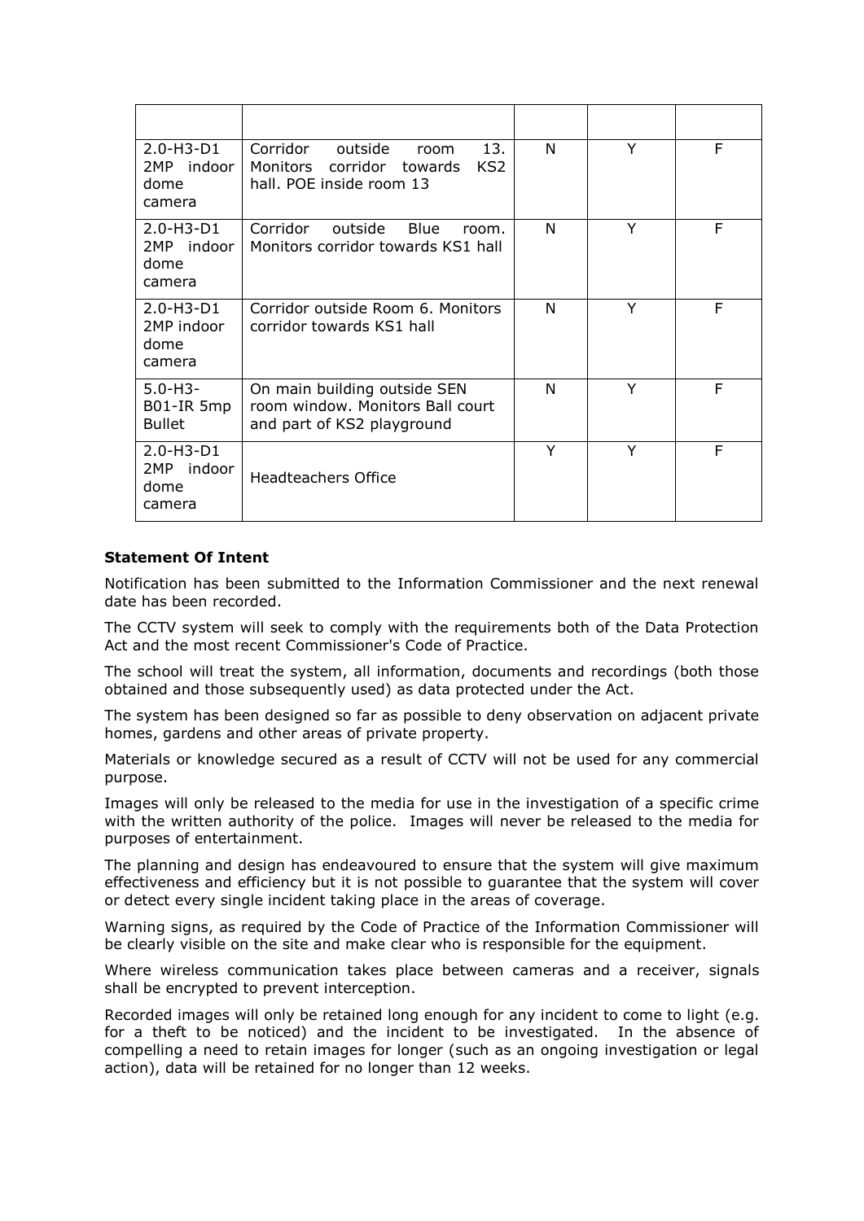| | | | | |
|---|---|---|---|---|
| 2.0-H3-D1 2MP indoor dome camera | Corridor outside room 13. Monitors corridor towards KS2 hall. POE inside room 13 | N | Y | F |
| 2.0-H3-D1 2MP indoor dome camera | Corridor outside Blue room. Monitors corridor towards KS1 hall | N | Y | F |
| 2.0-H3-D1 2MP indoor dome camera | Corridor outside Room 6. Monitors corridor towards KS1 hall | N | Y | F |
| 5.0-H3-B01-IR 5mp Bullet | On main building outside SEN room window. Monitors Ball court and part of KS2 playground | N | Y | F |
| 2.0-H3-D1 2MP indoor dome camera | Headteachers Office | Y | Y | F |

**Statement Of Intent**

Notification has been submitted to the Information Commissioner and the next renewal date has been recorded.

The CCTV system will seek to comply with the requirements both of the Data Protection Act and the most recent Commissioner's Code of Practice.

The school will treat the system, all information, documents and recordings (both those obtained and those subsequently used) as data protected under the Act.

The system has been designed so far as possible to deny observation on adjacent private homes, gardens and other areas of private property.

Materials or knowledge secured as a result of CCTV will not be used for any commercial purpose.

Images will only be released to the media for use in the investigation of a specific crime with the written authority of the police. Images will never be released to the media for purposes of entertainment.

The planning and design has endeavoured to ensure that the system will give maximum effectiveness and efficiency but it is not possible to guarantee that the system will cover or detect every single incident taking place in the areas of coverage.

Warning signs, as required by the Code of Practice of the Information Commissioner will be clearly visible on the site and make clear who is responsible for the equipment.

Where wireless communication takes place between cameras and a receiver, signals shall be encrypted to prevent interception.

Recorded images will only be retained long enough for any incident to come to light (e.g. for a theft to be noticed) and the incident to be investigated. In the absence of compelling a need to retain images for longer (such as an ongoing investigation or legal action), data will be retained for no longer than 12 weeks.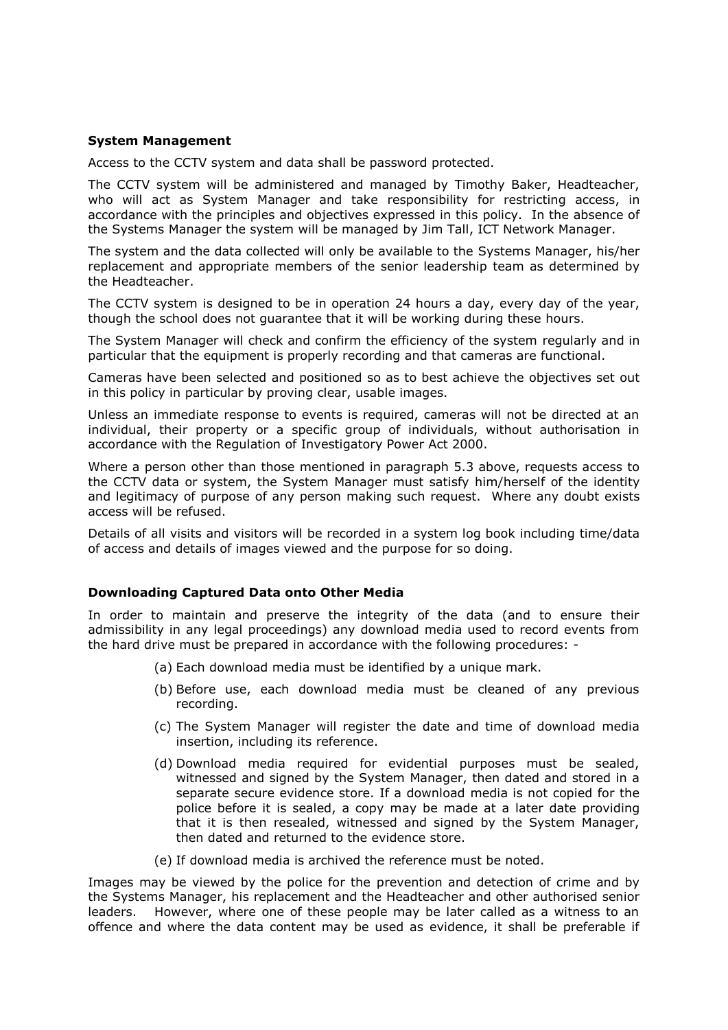**System Management**

Access to the CCTV system and data shall be password protected.

The CCTV system will be administered and managed by Timothy Baker, Headteacher, who will act as System Manager and take responsibility for restricting access, in accordance with the principles and objectives expressed in this policy. In the absence of the Systems Manager the system will be managed by Jim Tall, ICT Network Manager.

The system and the data collected will only be available to the Systems Manager, his/her replacement and appropriate members of the senior leadership team as determined by the Headteacher.

The CCTV system is designed to be in operation 24 hours a day, every day of the year, though the school does not guarantee that it will be working during these hours.

The System Manager will check and confirm the efficiency of the system regularly and in particular that the equipment is properly recording and that cameras are functional.

Cameras have been selected and positioned so as to best achieve the objectives set out in this policy in particular by proving clear, usable images.

Unless an immediate response to events is required, cameras will not be directed at an individual, their property or a specific group of individuals, without authorisation in accordance with the Regulation of Investigatory Power Act 2000.

Where a person other than those mentioned in paragraph 5.3 above, requests access to the CCTV data or system, the System Manager must satisfy him/herself of the identity and legitimacy of purpose of any person making such request. Where any doubt exists access will be refused.

Details of all visits and visitors will be recorded in a system log book including time/data of access and details of images viewed and the purpose for so doing.

**Downloading Captured Data onto Other Media**

In order to maintain and preserve the integrity of the data (and to ensure their admissibility in any legal proceedings) any download media used to record events from the hard drive must be prepared in accordance with the following procedures: -

(a) Each download media must be identified by a unique mark.

(b) Before use, each download media must be cleaned of any previous recording.

(c) The System Manager will register the date and time of download media insertion, including its reference.

(d) Download media required for evidential purposes must be sealed, witnessed and signed by the System Manager, then dated and stored in a separate secure evidence store. If a download media is not copied for the police before it is sealed, a copy may be made at a later date providing that it is then resealed, witnessed and signed by the System Manager, then dated and returned to the evidence store.

(e) If download media is archived the reference must be noted.

Images may be viewed by the police for the prevention and detection of crime and by the Systems Manager, his replacement and the Headteacher and other authorised senior leaders. However, where one of these people may be later called as a witness to an offence and where the data content may be used as evidence, it shall be preferable if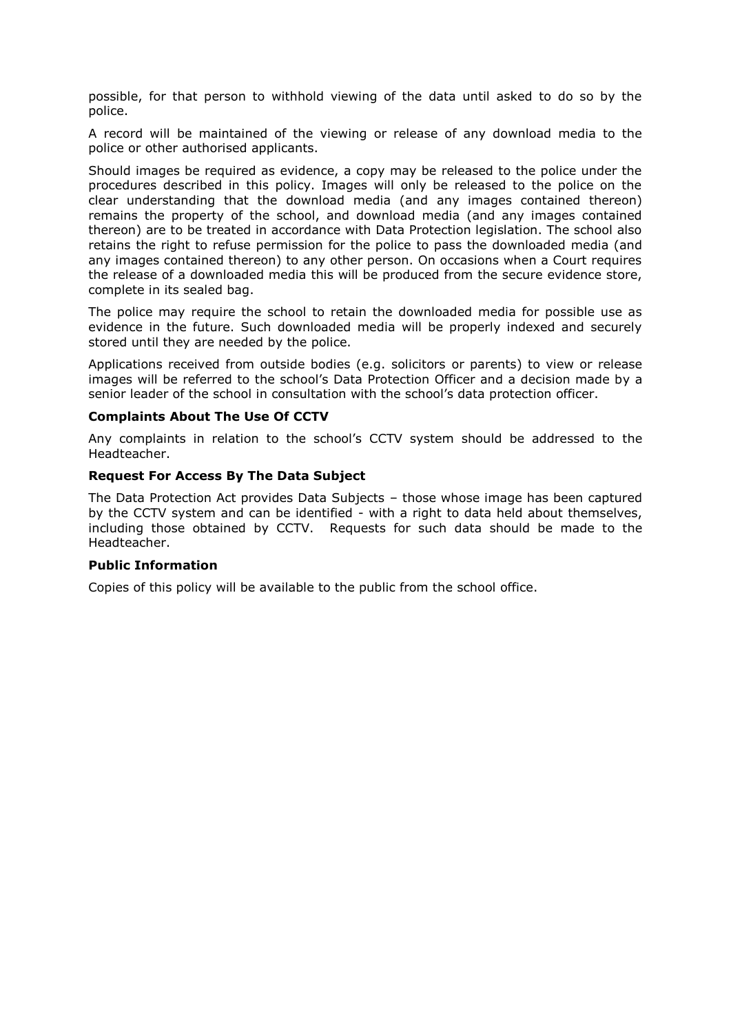possible, for that person to withhold viewing of the data until asked to do so by the police.

A record will be maintained of the viewing or release of any download media to the police or other authorised applicants.

Should images be required as evidence, a copy may be released to the police under the procedures described in this policy. Images will only be released to the police on the clear understanding that the download media (and any images contained thereon) remains the property of the school, and download media (and any images contained thereon) are to be treated in accordance with Data Protection legislation. The school also retains the right to refuse permission for the police to pass the downloaded media (and any images contained thereon) to any other person. On occasions when a Court requires the release of a downloaded media this will be produced from the secure evidence store, complete in its sealed bag.

The police may require the school to retain the downloaded media for possible use as evidence in the future. Such downloaded media will be properly indexed and securely stored until they are needed by the police.

Applications received from outside bodies (e.g. solicitors or parents) to view or release images will be referred to the school's Data Protection Officer and a decision made by a senior leader of the school in consultation with the school's data protection officer.

**Complaints About The Use Of CCTV**

Any complaints in relation to the school's CCTV system should be addressed to the Headteacher.

**Request For Access By The Data Subject**

The Data Protection Act provides Data Subjects – those whose image has been captured by the CCTV system and can be identified - with a right to data held about themselves, including those obtained by CCTV. Requests for such data should be made to the Headteacher.

**Public Information**

Copies of this policy will be available to the public from the school office.